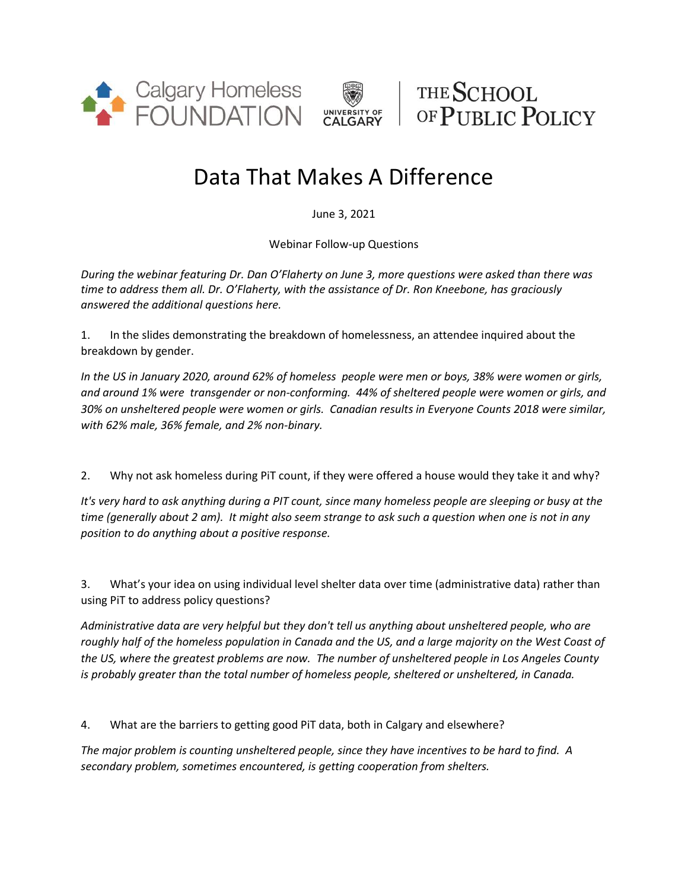Calgary Homeless FOUNDATION | UNIVERSITY OF CALGARY | THE SCHOOL OF PUBLIC POLICY

# Data That Makes A Difference

June 3, 2021

Webinar Follow-up Questions

*During the webinar featuring Dr. Dan O'Flaherty on June 3, more questions were asked than there was time to address them all. Dr. O'Flaherty, with the assistance of Dr. Ron Kneebone, has graciously answered the additional questions here.*

1. In the slides demonstrating the breakdown of homelessness, an attendee inquired about the breakdown by gender.

*In the US in January 2020, around 62% of homeless people were men or boys, 38% were women or girls, and around 1% were transgender or non-conforming. 44% of sheltered people were women or girls, and 30% on unsheltered people were women or girls. Canadian results in Everyone Counts 2018 were similar, with 62% male, 36% female, and 2% non-binary.*

2. Why not ask homeless during PiT count, if they were offered a house would they take it and why?

*It's very hard to ask anything during a PIT count, since many homeless people are sleeping or busy at the time (generally about 2 am). It might also seem strange to ask such a question when one is not in any position to do anything about a positive response.*

3. What's your idea on using individual level shelter data over time (administrative data) rather than using PiT to address policy questions?

*Administrative data are very helpful but they don't tell us anything about unsheltered people, who are roughly half of the homeless population in Canada and the US, and a large majority on the West Coast of the US, where the greatest problems are now. The number of unsheltered people in Los Angeles County is probably greater than the total number of homeless people, sheltered or unsheltered, in Canada.*

4. What are the barriers to getting good PiT data, both in Calgary and elsewhere?

*The major problem is counting unsheltered people, since they have incentives to be hard to find. A secondary problem, sometimes encountered, is getting cooperation from shelters.*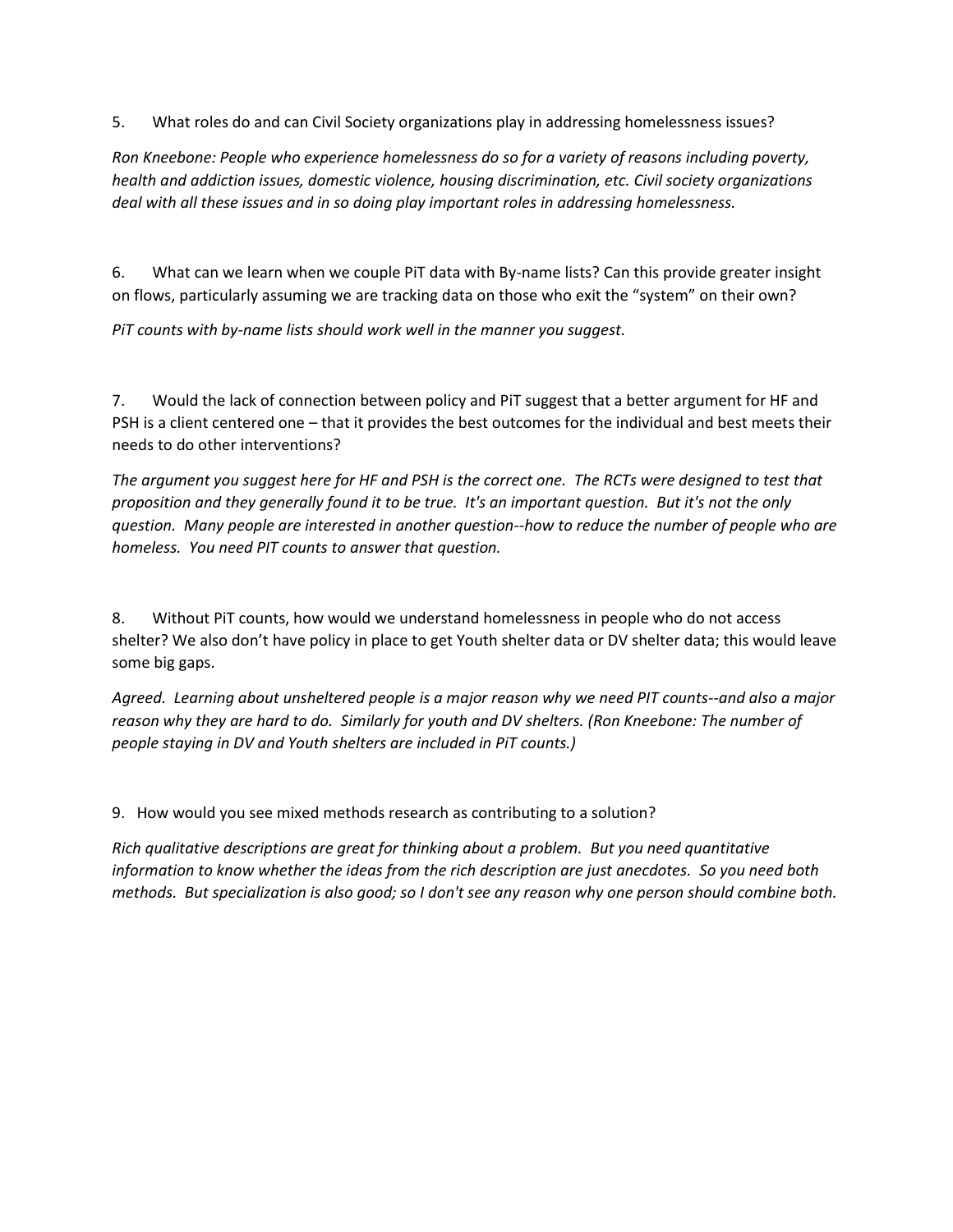5. What roles do and can Civil Society organizations play in addressing homelessness issues?

*Ron Kneebone: People who experience homelessness do so for a variety of reasons including poverty, health and addiction issues, domestic violence, housing discrimination, etc. Civil society organizations deal with all these issues and in so doing play important roles in addressing homelessness.*

6. What can we learn when we couple PiT data with By-name lists? Can this provide greater insight on flows, particularly assuming we are tracking data on those who exit the "system" on their own?

*PiT counts with by-name lists should work well in the manner you suggest.*

7. Would the lack of connection between policy and PiT suggest that a better argument for HF and PSH is a client centered one – that it provides the best outcomes for the individual and best meets their needs to do other interventions?

*The argument you suggest here for HF and PSH is the correct one. The RCTs were designed to test that proposition and they generally found it to be true. It's an important question. But it's not the only question. Many people are interested in another question--how to reduce the number of people who are homeless. You need PIT counts to answer that question.*

8. Without PiT counts, how would we understand homelessness in people who do not access shelter? We also don't have policy in place to get Youth shelter data or DV shelter data; this would leave some big gaps.

*Agreed. Learning about unsheltered people is a major reason why we need PIT counts--and also a major reason why they are hard to do. Similarly for youth and DV shelters. (Ron Kneebone: The number of people staying in DV and Youth shelters are included in PiT counts.)*

9. How would you see mixed methods research as contributing to a solution?

*Rich qualitative descriptions are great for thinking about a problem. But you need quantitative information to know whether the ideas from the rich description are just anecdotes. So you need both methods. But specialization is also good; so I don't see any reason why one person should combine both.*